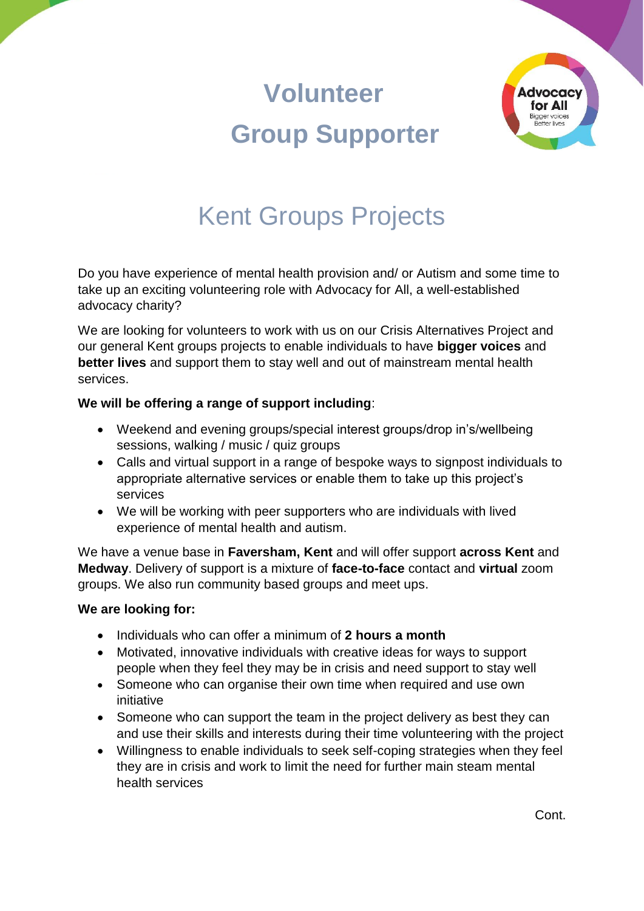# Volunteer Group Supporter

## Kent Groups Projects

Do you have experience of mental health provision and/ or Autism and some time to take up an exciting volunteering role with Advocacy for All, a well-established advocacy charity?

We are looking for volunteers to work with us on our Crisis Alternatives Project and our general Kent groups projects to enable individuals to have **bigger voices** and **better lives** and support them to stay well and out of mainstream mental health services.

**We will be offering a range of support including**:

- Weekend and evening groups/special interest groups/drop in's/wellbeing sessions, walking / music / quiz groups
- Calls and virtual support in a range of bespoke ways to signpost individuals to appropriate alternative services or enable them to take up this project's services
- We will be working with peer supporters who are individuals with lived experience of mental health and autism.

We have a venue base in **Faversham, Kent** and will offer support **across Kent** and **Medway**. Delivery of support is a mixture of **face-to-face** contact and **virtual** zoom groups. We also run community based groups and meet ups.

**We are looking for:**

- Individuals who can offer a minimum of **2 hours a month**
- Motivated, innovative individuals with creative ideas for ways to support people when they feel they may be in crisis and need support to stay well
- Someone who can organise their own time when required and use own initiative
- Someone who can support the team in the project delivery as best they can and use their skills and interests during their time volunteering with the project
- Willingness to enable individuals to seek self-coping strategies when they feel they are in crisis and work to limit the need for further main steam mental health services

Cont.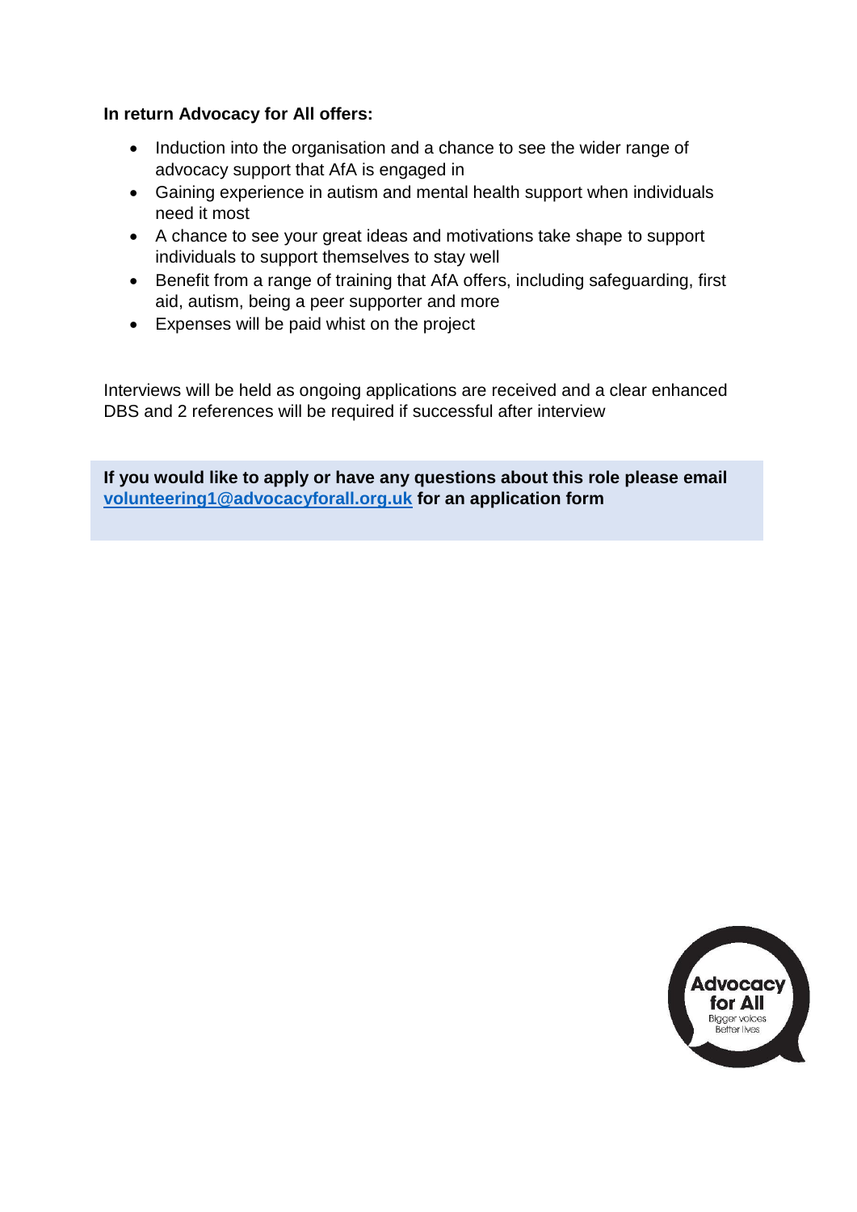**In return Advocacy for All offers:**

- Induction into the organisation and a chance to see the wider range of advocacy support that AfA is engaged in
- Gaining experience in autism and mental health support when individuals need it most
- A chance to see your great ideas and motivations take shape to support individuals to support themselves to stay well
- Benefit from a range of training that AfA offers, including safeguarding, first aid, autism, being a peer supporter and more
- Expenses will be paid whist on the project

Interviews will be held as ongoing applications are received and a clear enhanced DBS and 2 references will be required if successful after interview

**If you would like to apply or have any questions about this role please email [volunteering1@advocacyforall.org.uk](mailto:volunteering1@advocacyforall.org.uk) for an application form**